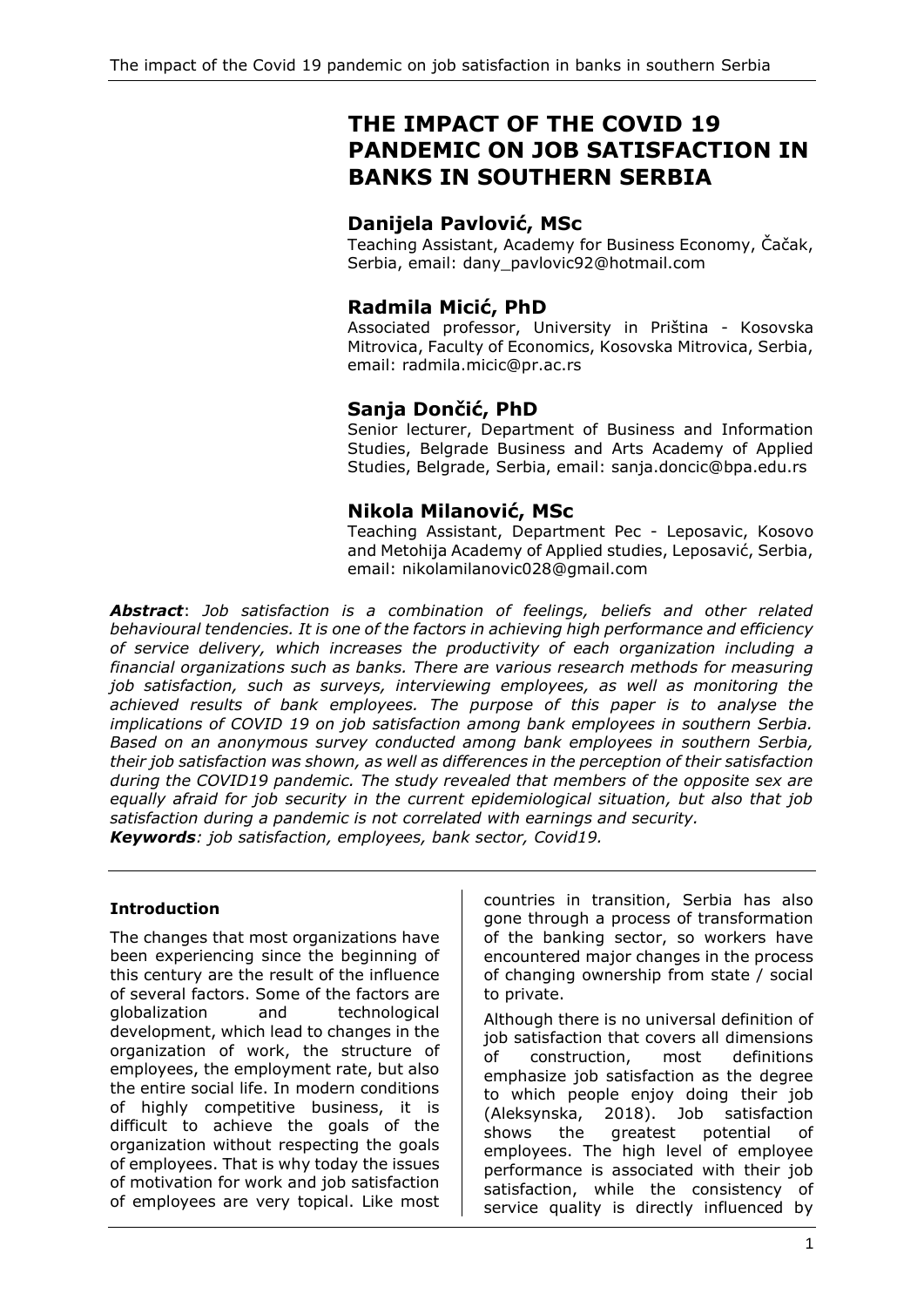# THE IMPACT OF THE COVID 19 PANDEMIC ON JOB SATISFACTION IN BANKS IN SOUTHERN SERBIA

## Danijela Pavlović, MSc

Teaching Assistant, Academy for Business Economy, Čačak, Serbia, email: dany_pavlovic92@hotmail.com

## Radmila Micić, PhD

Associated professor, University in Priština - Kosovska Mitrovica, Faculty of Economics, Kosovska Mitrovica, Serbia, email: radmila.micic@pr.ac.rs

## Sanja Dončić, PhD

Senior lecturer, Department of Business and Information Studies, Belgrade Business and Arts Academy of Applied Studies, Belgrade, Serbia, email: sanja.doncic@bpa.edu.rs

## Nikola Milanović, MSc

Teaching Assistant, Department Pec - Leposavic, Kosovo and Metohija Academy of Applied studies, Leposavić, Serbia, email: nikolamilanovic028@gmail.com

***Abstract***: *Job satisfaction is a combination of feelings, beliefs and other related behavioural tendencies. It is one of the factors in achieving high performance and efficiency of service delivery, which increases the productivity of each organization including a financial organizations such as banks. There are various research methods for measuring job satisfaction, such as surveys, interviewing employees, as well as monitoring the achieved results of bank employees. The purpose of this paper is to analyse the implications of COVID 19 on job satisfaction among bank employees in southern Serbia. Based on an anonymous survey conducted among bank employees in southern Serbia, their job satisfaction was shown, as well as differences in the perception of their satisfaction during the COVID19 pandemic. The study revealed that members of the opposite sex are equally afraid for job security in the current epidemiological situation, but also that job satisfaction during a pandemic is not correlated with earnings and security.*

***Keywords****: job satisfaction, employees, bank sector, Covid19.*

#### Introduction

The changes that most organizations have been experiencing since the beginning of this century are the result of the influence of several factors. Some of the factors are globalization and technological development, which lead to changes in the organization of work, the structure of employees, the employment rate, but also the entire social life. In modern conditions of highly competitive business, it is difficult to achieve the goals of the organization without respecting the goals of employees. That is why today the issues of motivation for work and job satisfaction of employees are very topical. Like most countries in transition, Serbia has also gone through a process of transformation of the banking sector, so workers have encountered major changes in the process of changing ownership from state / social to private.

Although there is no universal definition of job satisfaction that covers all dimensions of construction, most definitions emphasize job satisfaction as the degree to which people enjoy doing their job (Aleksynska, 2018). Job satisfaction shows the greatest potential of employees. The high level of employee performance is associated with their job satisfaction, while the consistency of service quality is directly influenced by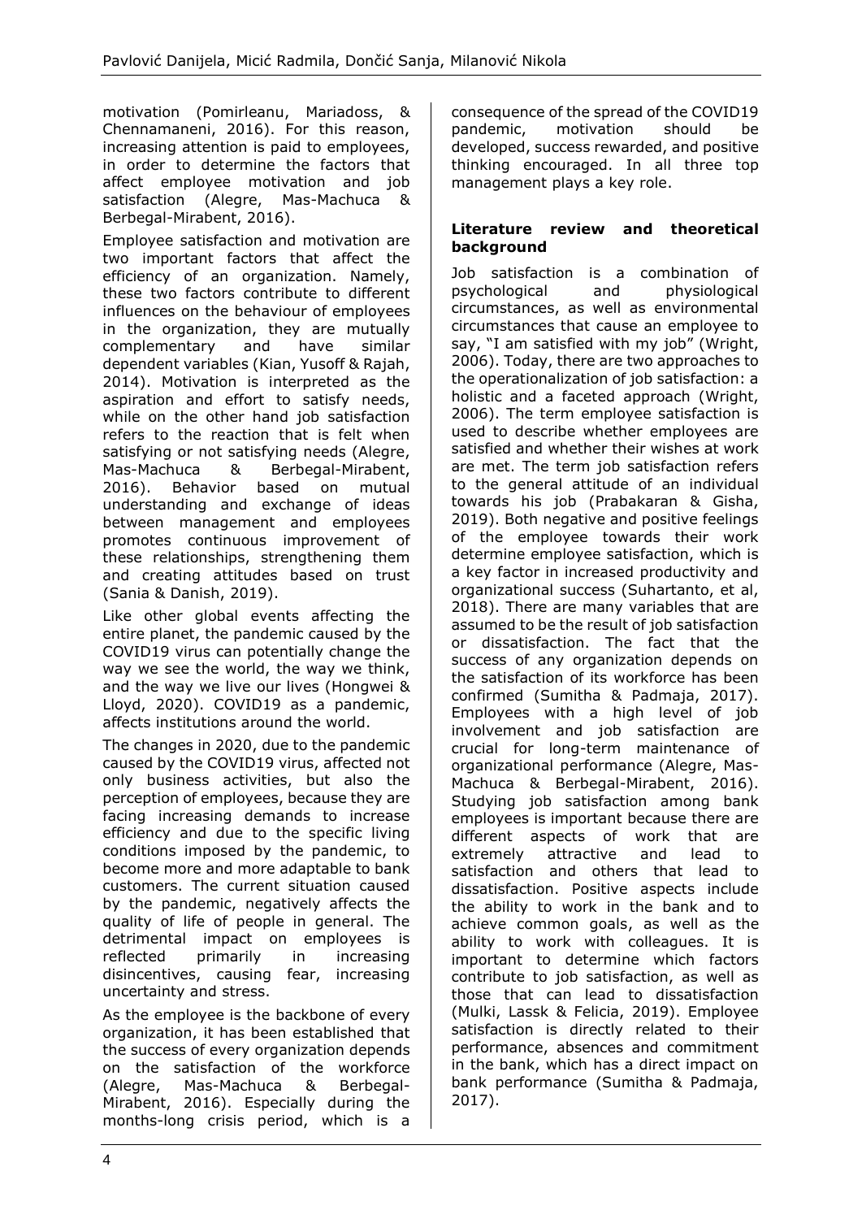motivation (Pomirleanu, Mariadoss, & Chennamaneni, 2016). For this reason, increasing attention is paid to employees, in order to determine the factors that affect employee motivation and job satisfaction (Alegre, Mas-Machuca & Berbegal-Mirabent, 2016).

Employee satisfaction and motivation are two important factors that affect the efficiency of an organization. Namely, these two factors contribute to different influences on the behaviour of employees in the organization, they are mutually complementary and have similar dependent variables (Kian, Yusoff & Rajah, 2014). Motivation is interpreted as the aspiration and effort to satisfy needs, while on the other hand job satisfaction refers to the reaction that is felt when satisfying or not satisfying needs (Alegre, Mas-Machuca & Berbegal-Mirabent, 2016). Behavior based on mutual understanding and exchange of ideas between management and employees promotes continuous improvement of these relationships, strengthening them and creating attitudes based on trust (Sania & Danish, 2019).

Like other global events affecting the entire planet, the pandemic caused by the COVID19 virus can potentially change the way we see the world, the way we think, and the way we live our lives (Hongwei & Lloyd, 2020). COVID19 as a pandemic, affects institutions around the world.

The changes in 2020, due to the pandemic caused by the COVID19 virus, affected not only business activities, but also the perception of employees, because they are facing increasing demands to increase efficiency and due to the specific living conditions imposed by the pandemic, to become more and more adaptable to bank customers. The current situation caused by the pandemic, negatively affects the quality of life of people in general. The detrimental impact on employees is reflected primarily in increasing disincentives, causing fear, increasing uncertainty and stress.

As the employee is the backbone of every organization, it has been established that the success of every organization depends on the satisfaction of the workforce (Alegre, Mas-Machuca & Berbegal-Mirabent, 2016). Especially during the months-long crisis period, which is a consequence of the spread of the COVID19 pandemic, motivation should be developed, success rewarded, and positive thinking encouraged. In all three top management plays a key role.

## Literature review and theoretical background

Job satisfaction is a combination of psychological and physiological circumstances, as well as environmental circumstances that cause an employee to say, "I am satisfied with my job" (Wright, 2006). Today, there are two approaches to the operationalization of job satisfaction: a holistic and a faceted approach (Wright, 2006). The term employee satisfaction is used to describe whether employees are satisfied and whether their wishes at work are met. The term job satisfaction refers to the general attitude of an individual towards his job (Prabakaran & Gisha, 2019). Both negative and positive feelings of the employee towards their work determine employee satisfaction, which is a key factor in increased productivity and organizational success (Suhartanto, et al, 2018). There are many variables that are assumed to be the result of job satisfaction or dissatisfaction. The fact that the success of any organization depends on the satisfaction of its workforce has been confirmed (Sumitha & Padmaja, 2017). Employees with a high level of job involvement and job satisfaction are crucial for long-term maintenance of organizational performance (Alegre, Mas-Machuca & Berbegal-Mirabent, 2016). Studying job satisfaction among bank employees is important because there are different aspects of work that are extremely attractive and lead to satisfaction and others that lead to dissatisfaction. Positive aspects include the ability to work in the bank and to achieve common goals, as well as the ability to work with colleagues. It is important to determine which factors contribute to job satisfaction, as well as those that can lead to dissatisfaction (Mulki, Lassk & Felicia, 2019). Employee satisfaction is directly related to their performance, absences and commitment in the bank, which has a direct impact on bank performance (Sumitha & Padmaja, 2017).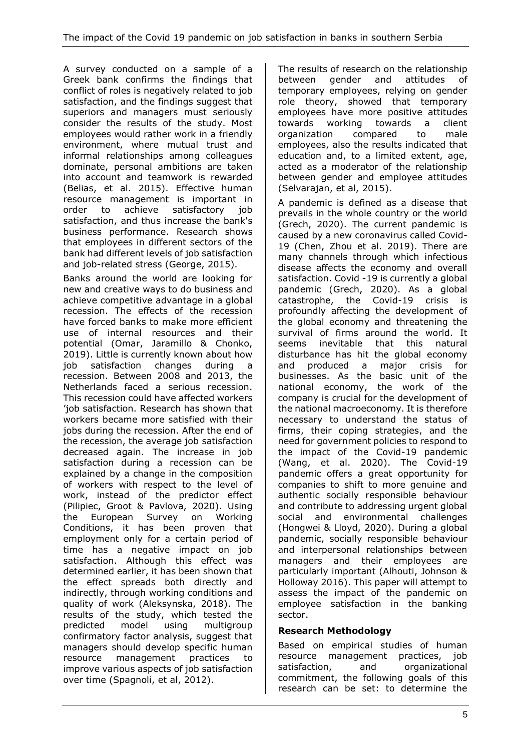A survey conducted on a sample of a Greek bank confirms the findings that conflict of roles is negatively related to job satisfaction, and the findings suggest that superiors and managers must seriously consider the results of the study. Most employees would rather work in a friendly environment, where mutual trust and informal relationships among colleagues dominate, personal ambitions are taken into account and teamwork is rewarded (Belias, et al. 2015). Effective human resource management is important in order to achieve satisfactory job satisfaction, and thus increase the bank's business performance. Research shows that employees in different sectors of the bank had different levels of job satisfaction and job-related stress (George, 2015).

Banks around the world are looking for new and creative ways to do business and achieve competitive advantage in a global recession. The effects of the recession have forced banks to make more efficient use of internal resources and their potential (Omar, Jaramillo & Chonko, 2019). Little is currently known about how job satisfaction changes during a recession. Between 2008 and 2013, the Netherlands faced a serious recession. This recession could have affected workers 'job satisfaction. Research has shown that workers became more satisfied with their jobs during the recession. After the end of the recession, the average job satisfaction decreased again. The increase in job satisfaction during a recession can be explained by a change in the composition of workers with respect to the level of work, instead of the predictor effect (Pilipiec, Groot & Pavlova, 2020). Using the European Survey on Working Conditions, it has been proven that employment only for a certain period of time has a negative impact on job satisfaction. Although this effect was determined earlier, it has been shown that the effect spreads both directly and indirectly, through working conditions and quality of work (Aleksynska, 2018). The results of the study, which tested the predicted model using multigroup confirmatory factor analysis, suggest that managers should develop specific human resource management practices to improve various aspects of job satisfaction over time (Spagnoli, et al, 2012).

The results of research on the relationship between gender and attitudes of temporary employees, relying on gender role theory, showed that temporary employees have more positive attitudes towards working towards a client organization compared to male employees, also the results indicated that education and, to a limited extent, age, acted as a moderator of the relationship between gender and employee attitudes (Selvarajan, et al, 2015).

A pandemic is defined as a disease that prevails in the whole country or the world (Grech, 2020). The current pandemic is caused by a new coronavirus called Covid-19 (Chen, Zhou et al. 2019). There are many channels through which infectious disease affects the economy and overall satisfaction. Covid -19 is currently a global pandemic (Grech, 2020). As a global catastrophe, the Covid-19 crisis is profoundly affecting the development of the global economy and threatening the survival of firms around the world. It seems inevitable that this natural disturbance has hit the global economy and produced a major crisis for businesses. As the basic unit of the national economy, the work of the company is crucial for the development of the national macroeconomy. It is therefore necessary to understand the status of firms, their coping strategies, and the need for government policies to respond to the impact of the Covid-19 pandemic (Wang, et al. 2020). The Covid-19 pandemic offers a great opportunity for companies to shift to more genuine and authentic socially responsible behaviour and contribute to addressing urgent global social and environmental challenges (Hongwei & Lloyd, 2020). During a global pandemic, socially responsible behaviour and interpersonal relationships between managers and their employees are particularly important (Alhouti, Johnson & Holloway 2016). This paper will attempt to assess the impact of the pandemic on employee satisfaction in the banking sector.

## Research Methodology

Based on empirical studies of human resource management practices, job satisfaction, and organizational commitment, the following goals of this research can be set: to determine the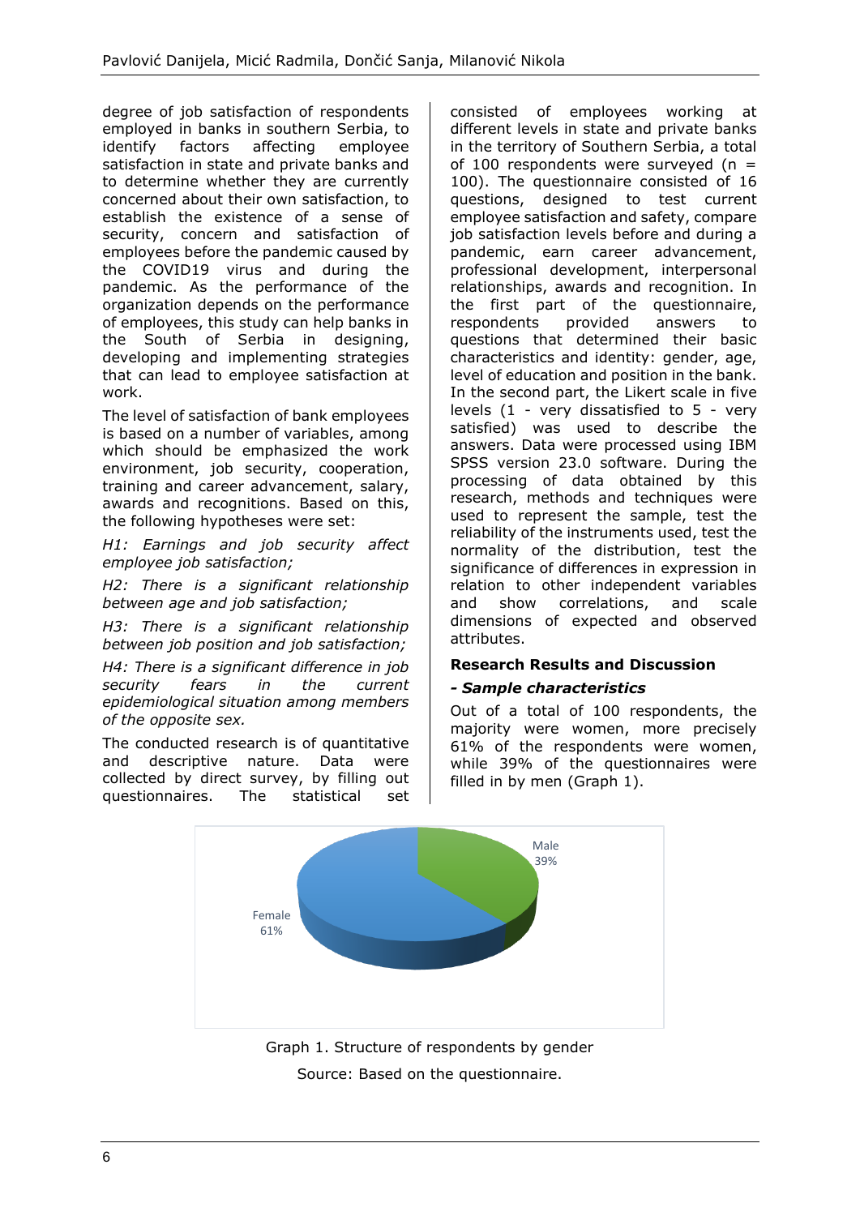degree of job satisfaction of respondents employed in banks in southern Serbia, to identify factors affecting employee satisfaction in state and private banks and to determine whether they are currently concerned about their own satisfaction, to establish the existence of a sense of security, concern and satisfaction of employees before the pandemic caused by the COVID19 virus and during the pandemic. As the performance of the organization depends on the performance of employees, this study can help banks in the South of Serbia in designing, developing and implementing strategies that can lead to employee satisfaction at work.

The level of satisfaction of bank employees is based on a number of variables, among which should be emphasized the work environment, job security, cooperation, training and career advancement, salary, awards and recognitions. Based on this, the following hypotheses were set:

*H1: Earnings and job security affect employee job satisfaction;*

*H2: There is a significant relationship between age and job satisfaction;*

*H3: There is a significant relationship between job position and job satisfaction;*

*H4: There is a significant difference in job security fears in the current epidemiological situation among members of the opposite sex.*

The conducted research is of quantitative and descriptive nature. Data were collected by direct survey, by filling out questionnaires. The statistical set consisted of employees working at different levels in state and private banks in the territory of Southern Serbia, a total of 100 respondents were surveyed (n = 100). The questionnaire consisted of 16 questions, designed to test current employee satisfaction and safety, compare job satisfaction levels before and during a pandemic, earn career advancement, professional development, interpersonal relationships, awards and recognition. In the first part of the questionnaire, respondents provided answers to questions that determined their basic characteristics and identity: gender, age, level of education and position in the bank. In the second part, the Likert scale in five levels (1 - very dissatisfied to 5 - very satisfied) was used to describe the answers. Data were processed using IBM SPSS version 23.0 software. During the processing of data obtained by this research, methods and techniques were used to represent the sample, test the reliability of the instruments used, test the normality of the distribution, test the significance of differences in expression in relation to other independent variables and show correlations, and scale dimensions of expected and observed attributes.

**Research Results and Discussion**

***- Sample characteristics***

Out of a total of 100 respondents, the majority were women, more precisely 61% of the respondents were women, while 39% of the questionnaires were filled in by men (Graph 1).

Graph 1. Structure of respondents by gender

Source: Based on the questionnaire.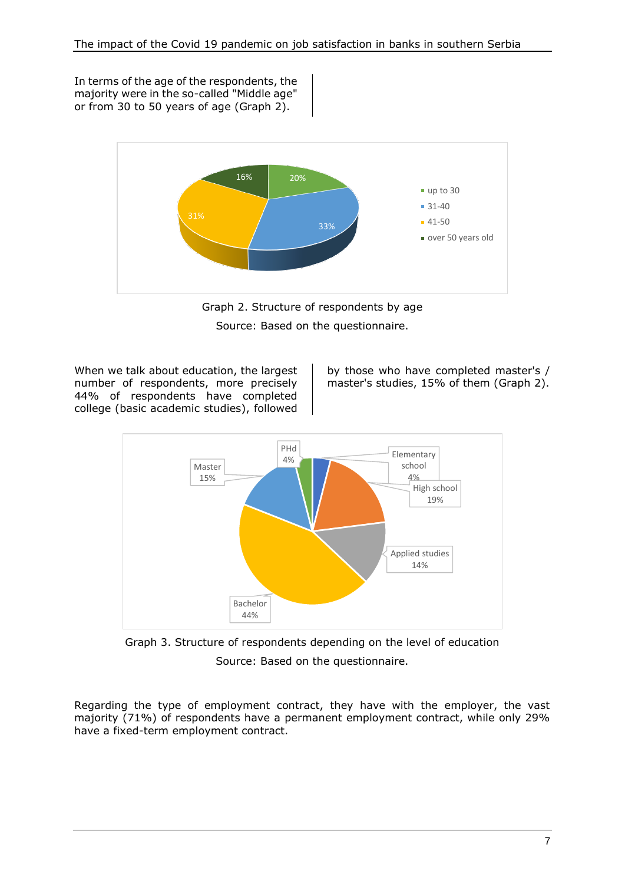In terms of the age of the respondents, the majority were in the so-called "Middle age" or from 30 to 50 years of age (Graph 2).

Graph 2. Structure of respondents by age

Source: Based on the questionnaire.

When we talk about education, the largest number of respondents, more precisely 44% of respondents have completed college (basic academic studies), followed by those who have completed master's / master's studies, 15% of them (Graph 2).

Graph 3. Structure of respondents depending on the level of education

Source: Based on the questionnaire.

Regarding the type of employment contract, they have with the employer, the vast majority (71%) of respondents have a permanent employment contract, while only 29% have a fixed-term employment contract.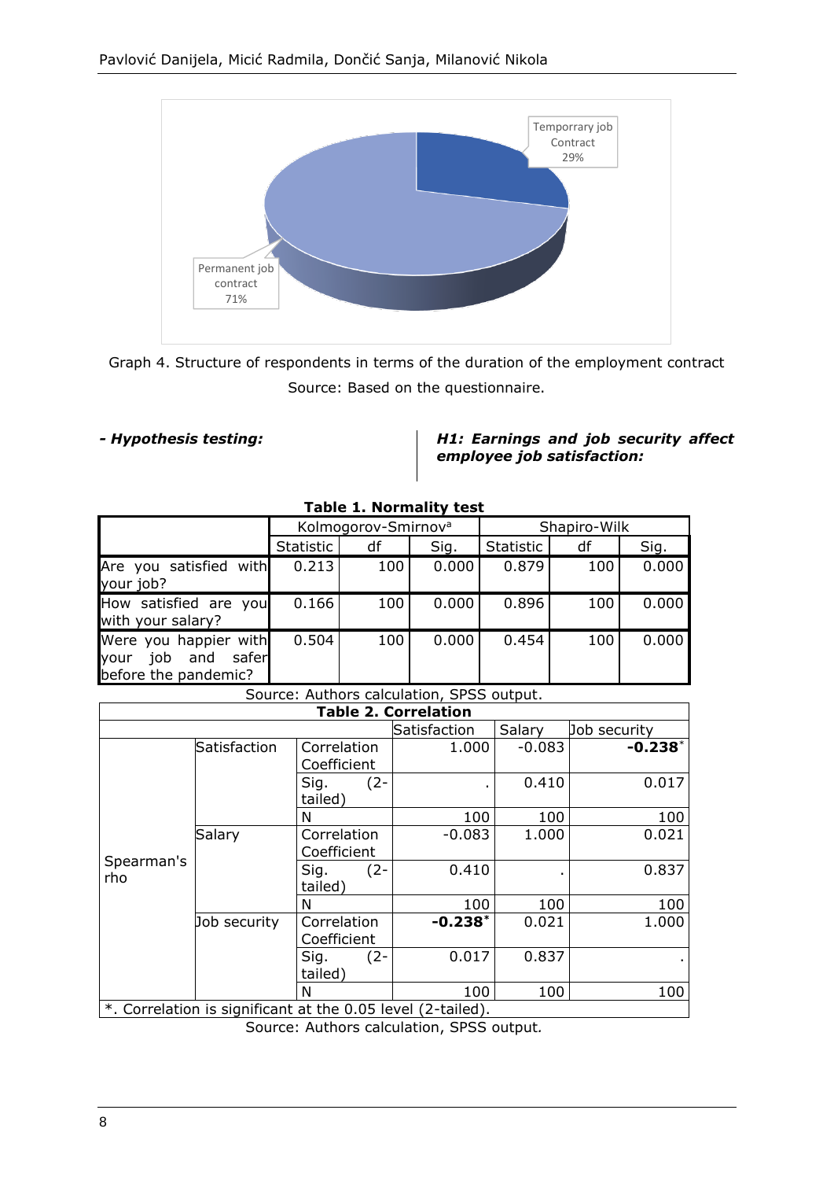Graph 4. Structure of respondents in terms of the duration of the employment contract

Source: Based on the questionnaire.

***- Hypothesis testing:***

***H1: Earnings and job security affect employee job satisfaction:***

**Table 1. Normality test**

| | Kolmogorov-Smirnov[a] | | | Shapiro-Wilk | | |
|---|---|---|---|---|---|---|
| | Statistic | df | Sig. | Statistic | df | Sig. |
| Are you satisfied with your job? | 0.213 | 100 | 0.000 | 0.879 | 100 | 0.000 |
| How satisfied are you with your salary? | 0.166 | 100 | 0.000 | 0.896 | 100 | 0.000 |
| Were you happier with your job and safer before the pandemic? | 0.504 | 100 | 0.000 | 0.454 | 100 | 0.000 |

Source: Authors calculation, SPSS output.

**Table 2. Correlation**

| | | | Satisfaction | Salary | Job security |
|---|---|---|---|---|---|
| Spearman's rho | Satisfaction | Correlation Coefficient | 1.000 | -0.083 | **-0.238*** |
| | | Sig. (2-tailed) | . | 0.410 | 0.017 |
| | | N | 100 | 100 | 100 |
| | Salary | Correlation Coefficient | -0.083 | 1.000 | 0.021 |
| | | Sig. (2-tailed) | 0.410 | . | 0.837 |
| | | N | 100 | 100 | 100 |
| | Job security | Correlation Coefficient | **-0.238*** | 0.021 | 1.000 |
| | | Sig. (2-tailed) | 0.017 | 0.837 | . |
| | | N | 100 | 100 | 100 |

*. Correlation is significant at the 0.05 level (2-tailed).

Source: Authors calculation, SPSS output.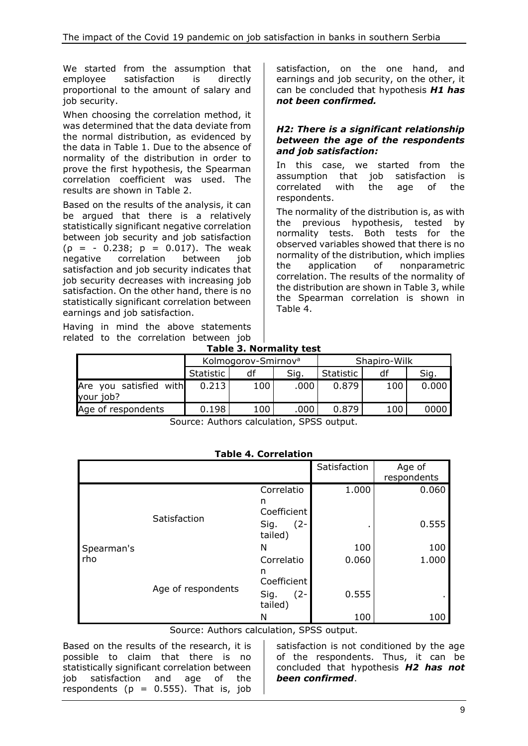We started from the assumption that employee satisfaction is directly proportional to the amount of salary and job security.

When choosing the correlation method, it was determined that the data deviate from the normal distribution, as evidenced by the data in Table 1. Due to the absence of normality of the distribution in order to prove the first hypothesis, the Spearman correlation coefficient was used. The results are shown in Table 2.

Based on the results of the analysis, it can be argued that there is a relatively statistically significant negative correlation between job security and job satisfaction ($\rho$ = - 0.238; p = 0.017). The weak negative correlation between job satisfaction and job security indicates that job security decreases with increasing job satisfaction. On the other hand, there is no statistically significant correlation between earnings and job satisfaction.

Having in mind the above statements related to the correlation between job satisfaction, on the one hand, and earnings and job security, on the other, it can be concluded that hypothesis ***H1 has not been confirmed.***

### *H2: There is a significant relationship between the age of the respondents and job satisfaction:*

In this case, we started from the assumption that job satisfaction is correlated with the age of the respondents.

The normality of the distribution is, as with the previous hypothesis, tested by normality tests. Both tests for the observed variables showed that there is no normality of the distribution, which implies the application of nonparametric correlation. The results of the normality of the distribution are shown in Table 3, while the Spearman correlation is shown in Table 4.

**Table 3. Normality test**

| | Kolmogorov-Smirnov[a] | | | Shapiro-Wilk | | |
|---|---|---|---|---|---|---|
| | Statistic | df | Sig. | Statistic | df | Sig. |
| Are you satisfied with your job? | 0.213 | 100 | .000 | 0.879 | 100 | 0.000 |
| Age of respondents | 0.198 | 100 | .000 | 0.879 | 100 | 0000 |

Source: Authors calculation, SPSS output.

**Table 4. Correlation**

| | | | Satisfaction | Age of respondents |
|---|---|---|---|---|
| Spearman's rho | Satisfaction | Correlation Coefficient | 1.000 | 0.060 |
| | | Sig. (2-tailed) | . | 0.555 |
| | | N | 100 | 100 |
| | Age of respondents | Correlation Coefficient | 0.060 | 1.000 |
| | | Sig. (2-tailed) | 0.555 | . |
| | | N | 100 | 100 |

Source: Authors calculation, SPSS output.

Based on the results of the research, it is possible to claim that there is no statistically significant correlation between job satisfaction and age of the respondents (p = 0.555). That is, job satisfaction is not conditioned by the age of the respondents. Thus, it can be concluded that hypothesis ***H2 has not been confirmed***.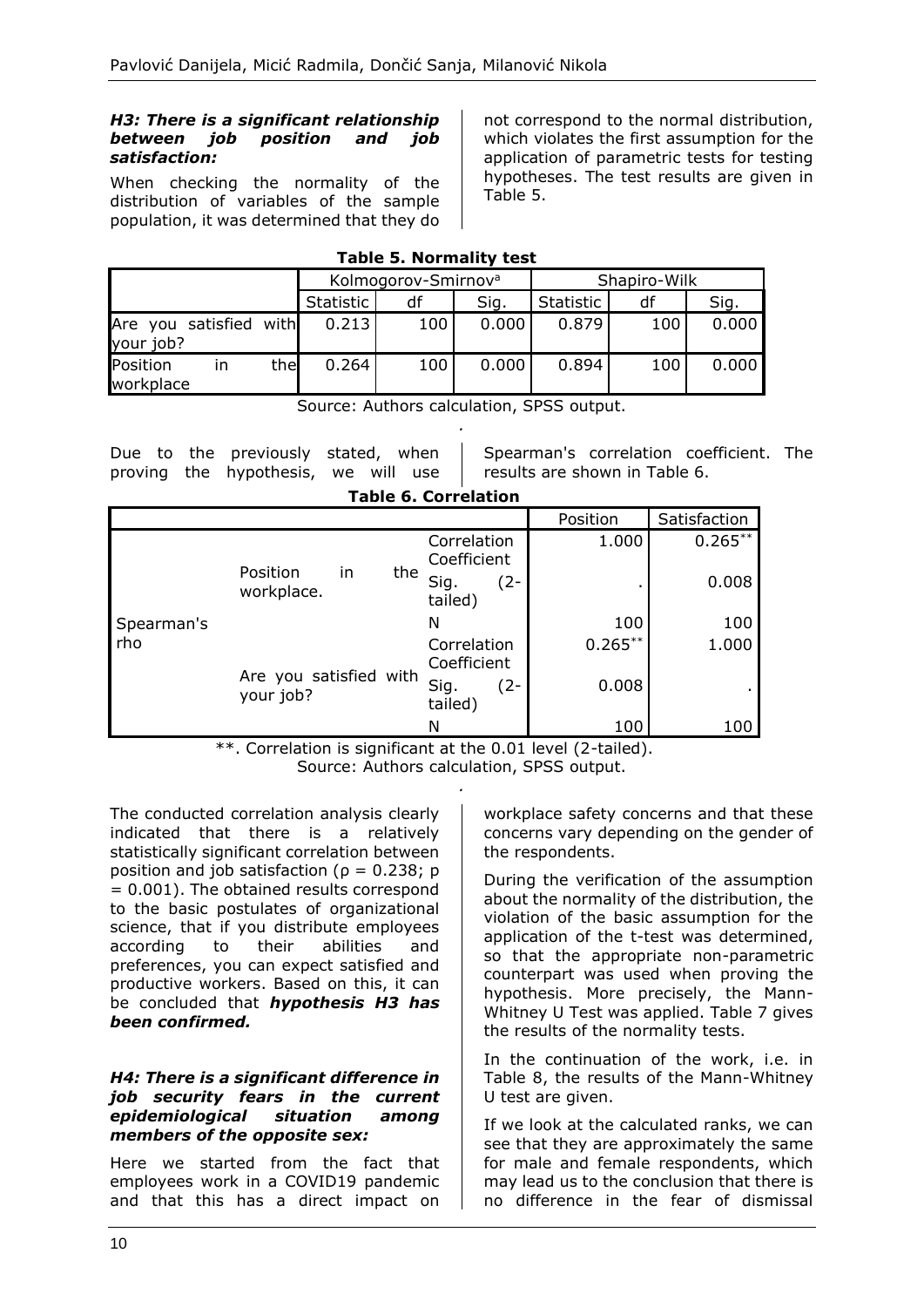***H3: There is a significant relationship between job position and job satisfaction:***

When checking the normality of the distribution of variables of the sample population, it was determined that they do not correspond to the normal distribution, which violates the first assumption for the application of parametric tests for testing hypotheses. The test results are given in Table 5.

**Table 5. Normality test**

| | Kolmogorov-Smirnov[a] | | | Shapiro-Wilk | | |
|---|---|---|---|---|---|---|
| | Statistic | df | Sig. | Statistic | df | Sig. |
| Are you satisfied with your job? | 0.213 | 100 | 0.000 | 0.879 | 100 | 0.000 |
| Position in the workplace | 0.264 | 100 | 0.000 | 0.894 | 100 | 0.000 |

Source: Authors calculation, SPSS output.

Due to the previously stated, when proving the hypothesis, we will use Spearman's correlation coefficient. The results are shown in Table 6.

**Table 6. Correlation**

| | | | Position | Satisfaction |
|---|---|---|---|---|
| Spearman's rho | Position in the workplace. | Correlation Coefficient | 1.000 | 0.265** |
| | | Sig. (2-tailed) | . | 0.008 |
| | | N | 100 | 100 |
| | Are you satisfied with your job? | Correlation Coefficient | 0.265** | 1.000 |
| | | Sig. (2-tailed) | 0.008 | . |
| | | N | 100 | 100 |

**. Correlation is significant at the 0.01 level (2-tailed).
Source: Authors calculation, SPSS output.

The conducted correlation analysis clearly indicated that there is a relatively statistically significant correlation between position and job satisfaction ($\rho = 0.238$; $p = 0.001$). The obtained results correspond to the basic postulates of organizational science, that if you distribute employees according to their abilities and preferences, you can expect satisfied and productive workers. Based on this, it can be concluded that ***hypothesis H3 has been confirmed.***

***H4: There is a significant difference in job security fears in the current epidemiological situation among members of the opposite sex:***

Here we started from the fact that employees work in a COVID19 pandemic and that this has a direct impact on workplace safety concerns and that these concerns vary depending on the gender of the respondents.

During the verification of the assumption about the normality of the distribution, the violation of the basic assumption for the application of the t-test was determined, so that the appropriate non-parametric counterpart was used when proving the hypothesis. More precisely, the Mann-Whitney U Test was applied. Table 7 gives the results of the normality tests.

In the continuation of the work, i.e. in Table 8, the results of the Mann-Whitney U test are given.

If we look at the calculated ranks, we can see that they are approximately the same for male and female respondents, which may lead us to the conclusion that there is no difference in the fear of dismissal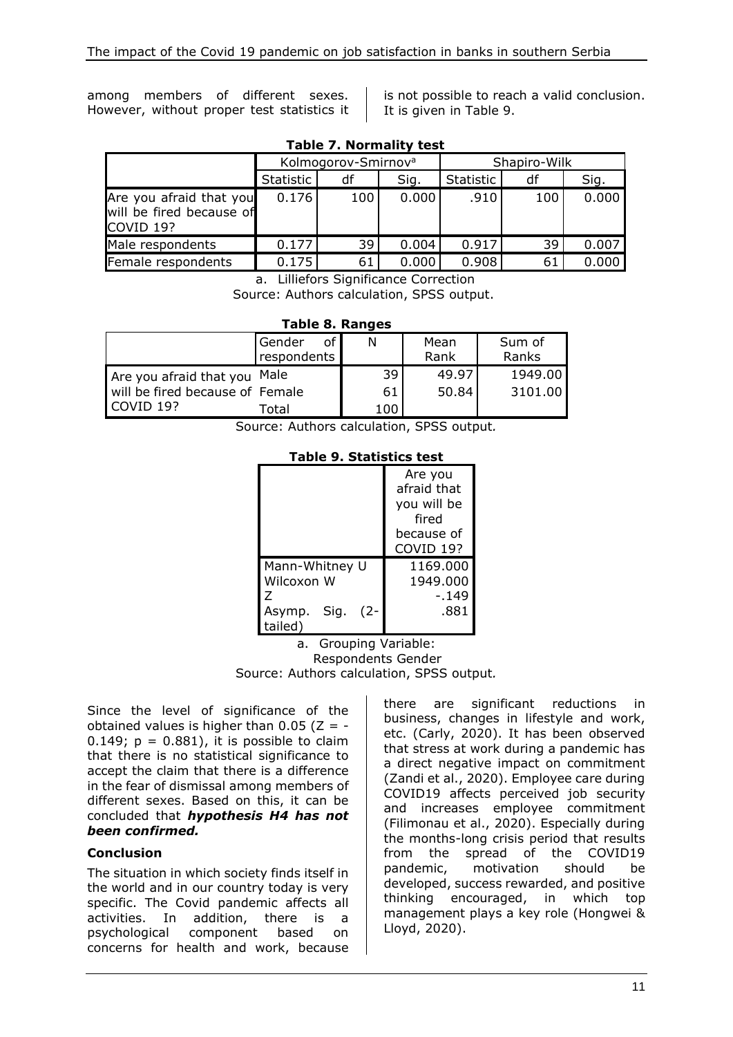among members of different sexes. However, without proper test statistics it is not possible to reach a valid conclusion. It is given in Table 9.

**Table 7. Normality test**

| | Kolmogorov-Smirnov[a] | | | Shapiro-Wilk | | |
|---|---|---|---|---|---|---|
| | Statistic | df | Sig. | Statistic | df | Sig. |
| Are you afraid that you will be fired because of COVID 19? | 0.176 | 100 | 0.000 | .910 | 100 | 0.000 |
| Male respondents | 0.177 | 39 | 0.004 | 0.917 | 39 | 0.007 |
| Female respondents | 0.175 | 61 | 0.000 | 0.908 | 61 | 0.000 |

a. Lilliefors Significance Correction

Source: Authors calculation, SPSS output.

**Table 8. Ranges**

| | Gender of respondents | N | Mean Rank | Sum of Ranks |
|---|---|---|---|---|
| Are you afraid that you will be fired because of COVID 19? | Male | 39 | 49.97 | 1949.00 |
| | Female | 61 | 50.84 | 3101.00 |
| | Total | 100 | | |

Source: Authors calculation, SPSS output.

**Table 9. Statistics test**

| | Are you afraid that you will be fired because of COVID 19? |
|---|---|
| Mann-Whitney U | 1169.000 |
| Wilcoxon W | 1949.000 |
| Z | -.149 |
| Asymp. Sig. (2-tailed) | .881 |

a. Grouping Variable: Respondents Gender

Source: Authors calculation, SPSS output.

Since the level of significance of the obtained values is higher than 0.05 ($Z = -0.149$; $p = 0.881$), it is possible to claim that there is no statistical significance to accept the claim that there is a difference in the fear of dismissal among members of different sexes. Based on this, it can be concluded that ***hypothesis H4 has not been confirmed.***

## Conclusion

The situation in which society finds itself in the world and in our country today is very specific. The Covid pandemic affects all activities. In addition, there is a psychological component based on concerns for health and work, because there are significant reductions in business, changes in lifestyle and work, etc. (Carly, 2020). It has been observed that stress at work during a pandemic has a direct negative impact on commitment (Zandi et al., 2020). Employee care during COVID19 affects perceived job security and increases employee commitment (Filimonau et al., 2020). Especially during the months-long crisis period that results from the spread of the COVID19 pandemic, motivation should be developed, success rewarded, and positive thinking encouraged, in which top management plays a key role (Hongwei & Lloyd, 2020).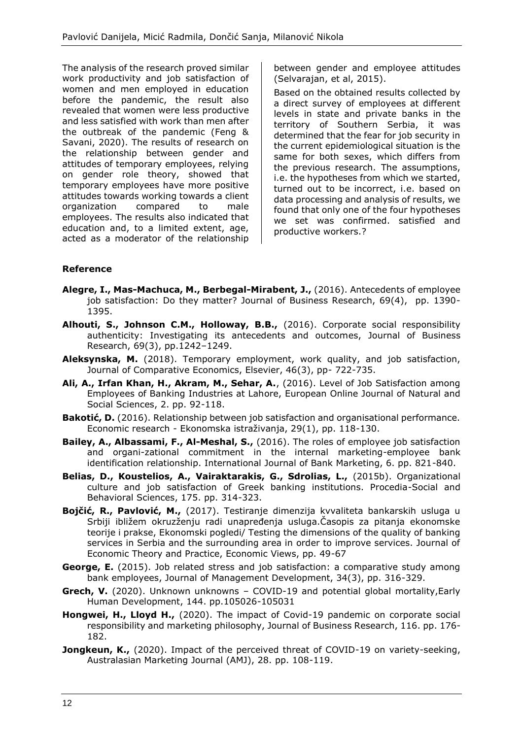The analysis of the research proved similar work productivity and job satisfaction of women and men employed in education before the pandemic, the result also revealed that women were less productive and less satisfied with work than men after the outbreak of the pandemic (Feng & Savani, 2020). The results of research on the relationship between gender and attitudes of temporary employees, relying on gender role theory, showed that temporary employees have more positive attitudes towards working towards a client organization compared to male employees. The results also indicated that education and, to a limited extent, age, acted as a moderator of the relationship between gender and employee attitudes (Selvarajan, et al, 2015).

Based on the obtained results collected by a direct survey of employees at different levels in state and private banks in the territory of Southern Serbia, it was determined that the fear for job security in the current epidemiological situation is the same for both sexes, which differs from the previous research. The assumptions, i.e. the hypotheses from which we started, turned out to be incorrect, i.e. based on data processing and analysis of results, we found that only one of the four hypotheses we set was confirmed. satisfied and productive workers.?

## Reference

**Alegre, I., Mas-Machuca, M., Berbegal-Mirabent, J.,** (2016). Antecedents of employee job satisfaction: Do they matter? Journal of Business Research, 69(4), pp. 1390-1395.

**Alhouti, S., Johnson C.M., Holloway, B.B.,** (2016). Corporate social responsibility authenticity: Investigating its antecedents and outcomes, Journal of Business Research, 69(3), pp.1242–1249.

**Aleksynska, M.** (2018). Temporary employment, work quality, and job satisfaction, Journal of Comparative Economics, Elsevier, 46(3), pp- 722-735.

**Ali, A., Irfan Khan, H., Akram, M., Sehar, A.**, (2016). Level of Job Satisfaction among Employees of Banking Industries at Lahore, European Online Journal of Natural and Social Sciences, 2. pp. 92-118.

**Bakotić, D.** (2016). Relationship between job satisfaction and organisational performance. Economic research - Ekonomska istraživanja, 29(1), pp. 118-130.

**Bailey, A., Albassami, F., Al-Meshal, S.,** (2016). The roles of employee job satisfaction and organi-zational commitment in the internal marketing-employee bank identification relationship. International Journal of Bank Marketing, 6. pp. 821-840.

**Belias, D., Koustelios, A., Vairaktarakis, G., Sdrolias, L.,** (2015b). Organizational culture and job satisfaction of Greek banking institutions. Procedia-Social and Behavioral Sciences, 175. pp. 314-323.

**Bojčić, R., Pavlović, M.,** (2017). Testiranje dimenzija kvvaliteta bankarskih usluga u Srbiji ibližem okruzženju radi unapređenja usluga.Časopis za pitanja ekonomske teorije i prakse, Ekonomski pogledi/ Testing the dimensions of the quality of banking services in Serbia and the surrounding area in order to improve services. Journal of Economic Theory and Practice, Economic Views, pp. 49-67

**George, E.** (2015). Job related stress and job satisfaction: a comparative study among bank employees, Journal of Management Development, 34(3), pp. 316-329.

**Grech, V.** (2020). Unknown unknowns – COVID-19 and potential global mortality,Early Human Development, 144. pp.105026-105031

**Hongwei, H., Lloyd H.,** (2020). The impact of Covid-19 pandemic on corporate social responsibility and marketing philosophy, Journal of Business Research, 116. pp. 176-182.

**Jongkeun, K.,** (2020). Impact of the perceived threat of COVID-19 on variety-seeking, Australasian Marketing Journal (AMJ), 28. pp. 108-119.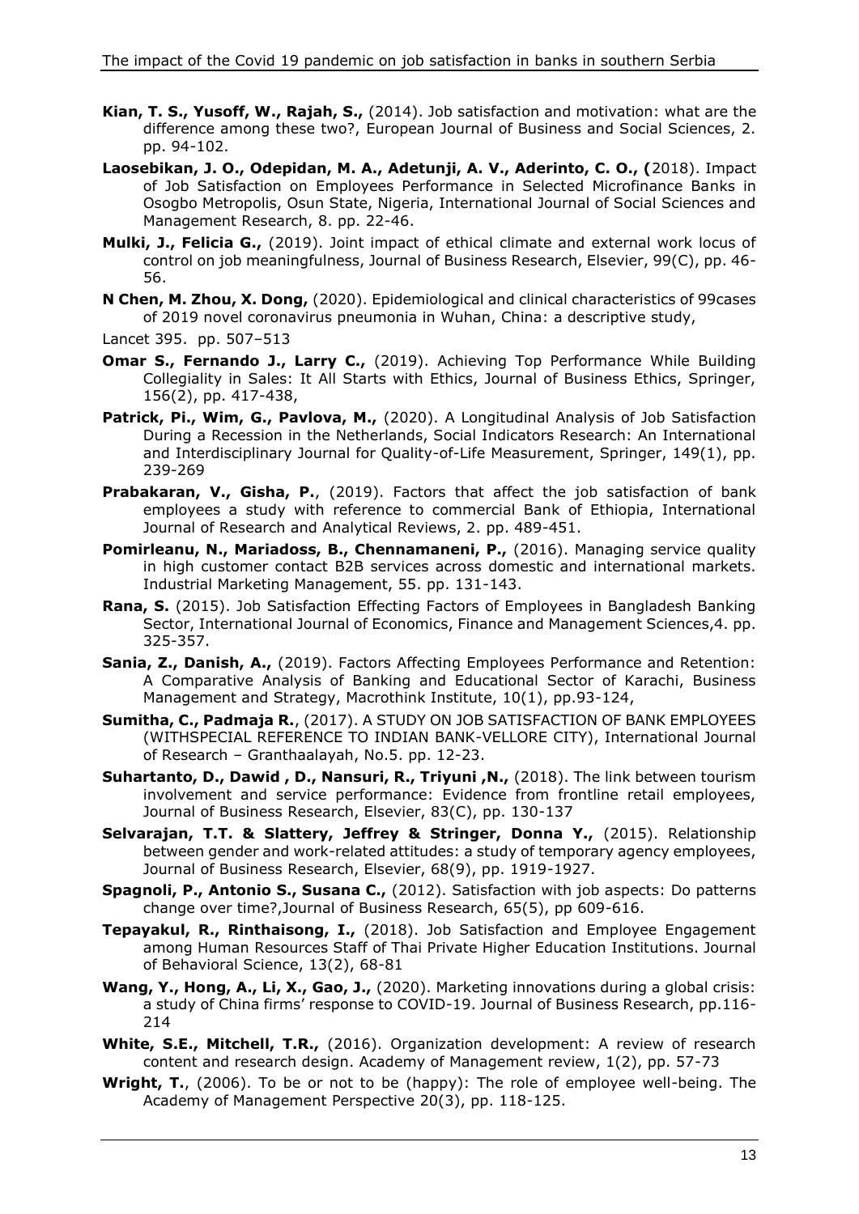**Kian, T. S., Yusoff, W., Rajah, S.,** (2014). Job satisfaction and motivation: what are the difference among these two?, European Journal of Business and Social Sciences, 2. pp. 94-102.

**Laosebikan, J. O., Odepidan, M. A., Adetunji, A. V., Aderinto, C. O., (**2018). Impact of Job Satisfaction on Employees Performance in Selected Microfinance Banks in Osogbo Metropolis, Osun State, Nigeria, International Journal of Social Sciences and Management Research, 8. pp. 22-46.

**Mulki, J., Felicia G.,** (2019). Joint impact of ethical climate and external work locus of control on job meaningfulness, Journal of Business Research, Elsevier, 99(C), pp. 46-56.

**N Chen, M. Zhou, X. Dong,** (2020). Epidemiological and clinical characteristics of 99cases of 2019 novel coronavirus pneumonia in Wuhan, China: a descriptive study,

Lancet 395. pp. 507–513

**Omar S., Fernando J., Larry C.,** (2019). Achieving Top Performance While Building Collegiality in Sales: It All Starts with Ethics, Journal of Business Ethics, Springer, 156(2), pp. 417-438,

**Patrick, Pi., Wim, G., Pavlova, M.,** (2020). A Longitudinal Analysis of Job Satisfaction During a Recession in the Netherlands, Social Indicators Research: An International and Interdisciplinary Journal for Quality-of-Life Measurement, Springer, 149(1), pp. 239-269

**Prabakaran, V., Gisha, P.**, (2019). Factors that affect the job satisfaction of bank employees a study with reference to commercial Bank of Ethiopia, International Journal of Research and Analytical Reviews, 2. pp. 489-451.

**Pomirleanu, N., Mariadoss, B., Chennamaneni, P.,** (2016). Managing service quality in high customer contact B2B services across domestic and international markets. Industrial Marketing Management, 55. pp. 131-143.

**Rana, S.** (2015). Job Satisfaction Effecting Factors of Employees in Bangladesh Banking Sector, International Journal of Economics, Finance and Management Sciences,4. pp. 325-357.

**Sania, Z., Danish, A.,** (2019). Factors Affecting Employees Performance and Retention: A Comparative Analysis of Banking and Educational Sector of Karachi, Business Management and Strategy, Macrothink Institute, 10(1), pp.93-124,

**Sumitha, C., Padmaja R.**, (2017). A STUDY ON JOB SATISFACTION OF BANK EMPLOYEES (WITHSPECIAL REFERENCE TO INDIAN BANK-VELLORE CITY), International Journal of Research – Granthaalayah, No.5. pp. 12-23.

**Suhartanto, D., Dawid , D., Nansuri, R., Triyuni ,N.,** (2018). The link between tourism involvement and service performance: Evidence from frontline retail employees, Journal of Business Research, Elsevier, 83(C), pp. 130-137

**Selvarajan, T.T. & Slattery, Jeffrey & Stringer, Donna Y.,** (2015). Relationship between gender and work-related attitudes: a study of temporary agency employees, Journal of Business Research, Elsevier, 68(9), pp. 1919-1927.

**Spagnoli, P., Antonio S., Susana C.,** (2012). Satisfaction with job aspects: Do patterns change over time?,Journal of Business Research, 65(5), pp 609-616.

**Tepayakul, R., Rinthaisong, I.,** (2018). Job Satisfaction and Employee Engagement among Human Resources Staff of Thai Private Higher Education Institutions. Journal of Behavioral Science, 13(2), 68-81

**Wang, Y., Hong, A., Li, X., Gao, J.,** (2020). Marketing innovations during a global crisis: a study of China firms' response to COVID-19. Journal of Business Research, pp.116-214

**White, S.E., Mitchell, T.R.,** (2016). Organization development: A review of research content and research design. Academy of Management review, 1(2), pp. 57-73

**Wright, T.**, (2006). To be or not to be (happy): The role of employee well-being. The Academy of Management Perspective 20(3), pp. 118-125.